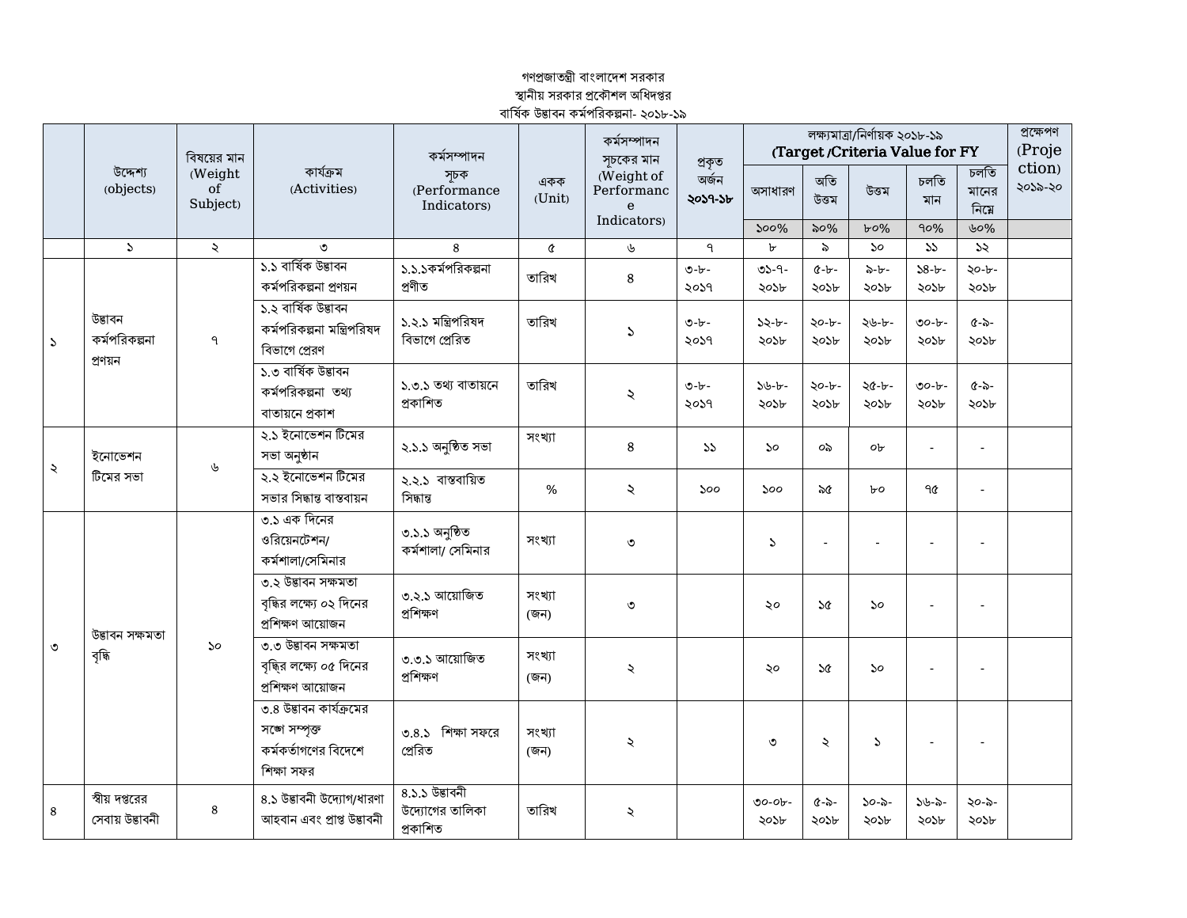গণপ্রজাতন্ত্রী বাংলাদেশ সরকার

স্থানীয় সরকার প্রকৌশল অধিদপ্তর

বার্ষিক উদ্ভাবন কর্মপরিকল্পনা- ২০১৮-১৯

| | উদ্দেশ্য (objects) | বিষয়ের মান (Weight of Subject) | কার্যক্রম (Activities) | কর্মসম্পাদন সূচক (Performance Indicators) | একক (Unit) | কর্মসম্পাদন সূচকের মান (Weight of Performance Indicators) | প্রকৃত অর্জন **২০১৭-১৮** | লক্ষ্যমাত্রা/নির্ণায়ক ২০১৮-১৯ **(Target /Criteria Value for FY** | | | | | প্রক্ষেপণ (Projection) ২০১৯-২০ |
|---|---|---|---|---|---|---|---|---|---|---|---|---|---|
| | | | | | | | | অসাধারণ | অতি উত্তম | উত্তম | চলতি মান | চলতি মানের নিম্নে | |
| | | | | | | | | ১০০% | ৯০% | ৮০% | ৭০% | ৬০% | |
| | ১ | ২ | ৩ | ৪ | ৫ | ৬ | ৭ | ৮ | ৯ | ১০ | ১১ | ১২ | |
| ১ | উদ্ভাবন কর্মপরিকল্পনা প্রণয়ন | ৭ | ১.১ বার্ষিক উদ্ভাবন কর্মপরিকল্পনা প্রণয়ন | ১.১.১কর্মপরিকল্পনা প্রণীত | তারিখ | ৪ | ৩-৮-২০১৭ | ৩১-৭-২০১৮ | ৫-৮-২০১৮ | ৯-৮-২০১৮ | ১৪-৮-২০১৮ | ২০-৮-২০১৮ | |
| | | | ১.২ বার্ষিক উদ্ভাবন কর্মপরিকল্পনা মন্ত্রিপরিষদ বিভাগে প্রেরণ | ১.২.১ মন্ত্রিপরিষদ বিভাগে প্রেরিত | তারিখ | ১ | ৩-৮-২০১৭ | ১২-৮-২০১৮ | ২০-৮-২০১৮ | ২৬-৮-২০১৮ | ৩০-৮-২০১৮ | ৫-৯-২০১৮ | |
| | | | ১.৩ বার্ষিক উদ্ভাবন কর্মপরিকল্পনা তথ্য বাতায়নে প্রকাশ | ১.৩.১ তথ্য বাতায়নে প্রকাশিত | তারিখ | ২ | ৩-৮-২০১৭ | ১৬-৮-২০১৮ | ২০-৮-২০১৮ | ২৫-৮-২০১৮ | ৩০-৮-২০১৮ | ৫-৯-২০১৮ | |
| ২ | ইনোভেশন টিমের সভা | ৬ | ২.১ ইনোভেশন টিমের সভা অনুষ্ঠান | ২.১.১ অনুষ্ঠিত সভা | সংখ্যা | ৪ | ১১ | ১০ | ০৯ | ০৮ | - | - | |
| | | | ২.২ ইনোভেশন টিমের সভার সিদ্ধান্ত বাস্তবায়ন | ২.২.১ বাস্তবায়িত সিদ্ধান্ত | % | ২ | ১০০ | ১০০ | ৯৫ | ৮০ | ৭৫ | - | |
| ৩ | উদ্ভাবন সক্ষমতা বৃদ্ধি | ১০ | ৩.১ এক দিনের ওরিয়েনটেশন/ কর্মশালা/সেমিনার | ৩.১.১ অনুষ্ঠিত কর্মশালা/ সেমিনার | সংখ্যা | ৩ | | ১ | - | - | - | - | |
| | | | ৩.২ উদ্ভাবন সক্ষমতা বৃদ্ধির লক্ষ্যে ০২ দিনের প্রশিক্ষণ আয়োজন | ৩.২.১ আয়োজিত প্রশিক্ষণ | সংখ্যা (জন) | ৩ | | ২০ | ১৫ | ১০ | - | - | |
| | | | ৩.৩ উদ্ভাবন সক্ষমতা বৃদ্ধির লক্ষ্যে ০৫ দিনের প্রশিক্ষণ আয়োজন | ৩.৩.১ আয়োজিত প্রশিক্ষণ | সংখ্যা (জন) | ২ | | ২০ | ১৫ | ১০ | - | - | |
| | | | ৩.৪ উদ্ভাবন কার্যক্রমের সঙ্গে সম্পৃক্ত কর্মকর্তাগণের বিদেশে শিক্ষা সফর | ৩.৪.১ শিক্ষা সফরে প্রেরিত | সংখ্যা (জন) | ২ | | ৩ | ২ | ১ | - | - | |
| ৪ | স্বীয় দপ্তরের সেবায় উদ্ভাবনী | ৪ | ৪.১ উদ্ভাবনী উদ্যোগ/ধারণা আহবান এবং প্রাপ্ত উদ্ভাবনী | ৪.১.১ উদ্ভাবনী উদ্যোগের তালিকা প্রকাশিত | তারিখ | ২ | | ৩০-০৮-২০১৮ | ৫-৯-২০১৮ | ১০-৯-২০১৮ | ১৬-৯-২০১৮ | ২০-৯-২০১৮ | |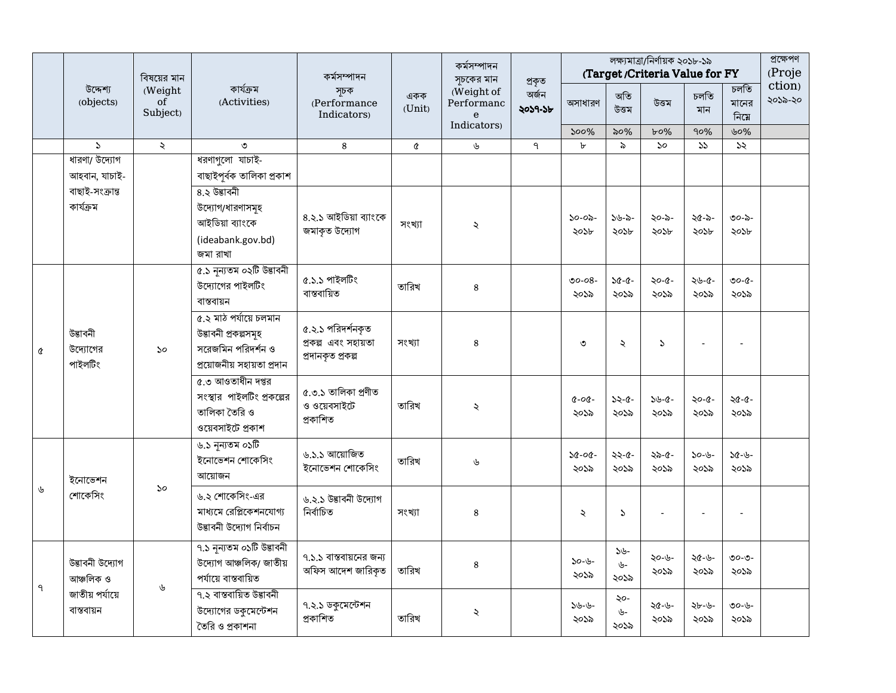| | উদ্দেশ্য (objects) | বিষয়ের মান (Weight of Subject) | কার্যক্রম (Activities) | কর্মসম্পাদন সূচক (Performance Indicators) | একক (Unit) | কর্মসম্পাদন সূচকের মান (Weight of Performance Indicators) | প্রকৃত অর্জন **২০১৭-১৮** | লক্ষ্যমাত্রা/নির্ণায়ক ২০১৮-১৯ **(Target /Criteria Value for FY** | | | | | প্রক্ষেপণ (Projection) ২০১৯-২০ |
|---|---|---|---|---|---|---|---|---|---|---|---|---|---|
| | | | | | | | | অসাধারণ | অতি উত্তম | উত্তম | চলতি মান | চলতি মানের নিম্নে | |
| | | | | | | | | ১০০% | ৯০% | ৮০% | ৭০% | ৬০% | |
| | ১ | ২ | ৩ | ৪ | ৫ | ৬ | ৭ | ৮ | ৯ | ১০ | ১১ | ১২ | |
| | ধারণা/ উদ্যোগ আহবান, যাচাই-বাছাই-সংক্রান্ত কার্যক্রম | | ধরণাগুলো যাচাই-বাছাইপূর্বক তালিকা প্রকাশ | | | | | | | | | | |
| | | | ৪.২ উদ্ভাবনী উদ্যোগ/ধারণাসমূহ আইডিয়া ব্যাংকে (ideabank.gov.bd) জমা রাখা | ৪.২.১ আইডিয়া ব্যাংকে জমাকৃত উদ্যোগ | সংখ্যা | ২ | | ১০-০৯-২০১৮ | ১৬-৯-২০১৮ | ২০-৯-২০১৮ | ২৫-৯-২০১৮ | ৩০-৯-২০১৮ | |
| ৫ | উদ্ভাবনী উদ্যোগের পাইলটিং | ১০ | ৫.১ নূন্যতম ০২টি উদ্ভাবনী উদ্যোগের পাইলটিং বাস্তবায়ন | ৫.১.১ পাইলটিং বাস্তবায়িত | তারিখ | ৪ | | ৩০-০৪-২০১৯ | ১৫-৫-২০১৯ | ২০-৫-২০১৯ | ২৬-৫-২০১৯ | ৩০-৫-২০১৯ | |
| | | | ৫.২ মাঠ পর্যায়ে চলমান উদ্ভাবনী প্রকল্পসমূহ সরেজমিন পরিদর্শন ও প্রয়োজনীয় সহায়তা প্রদান | ৫.২.১ পরিদর্শনকৃত প্রকল্প এবং সহায়তা প্রদানকৃত প্রকল্প | সংখ্যা | ৪ | | ৩ | ২ | ১ | - | - | |
| | | | ৫.৩ আওতাধীন দপ্তর সংস্থার পাইলটিং প্রকল্পের তালিকা তৈরি ও ওয়েবসাইটে প্রকাশ | ৫.৩.১ তালিকা প্রণীত ও ওয়েবসাইটে প্রকাশিত | তারিখ | ২ | | ৫-০৫-২০১৯ | ১২-৫-২০১৯ | ১৬-৫-২০১৯ | ২০-৫-২০১৯ | ২৫-৫-২০১৯ | |
| ৬ | ইনোভেশন শোকেসিং | ১০ | ৬.১ নূন্যতম ০১টি ইনোভেশন শোকেসিং আয়োজন | ৬.১.১ আয়োজিত ইনোভেশন শোকেসিং | তারিখ | ৬ | | ১৫-০৫-২০১৯ | ২২-৫-২০১৯ | ২৯-৫-২০১৯ | ১০-৬-২০১৯ | ১৫-৬-২০১৯ | |
| | | | ৬.২ শোকেসিং-এর মাধ্যমে রেপ্লিকেশনযোগ্য উদ্ভাবনী উদ্যোগ নির্বাচন | ৬.২.১ উদ্ভাবনী উদ্যোগ নির্বাচিত | সংখ্যা | ৪ | | ২ | ১ | - | - | - | |
| ৭ | উদ্ভাবনী উদ্যোগ আঞ্চলিক ও জাতীয় পর্যায়ে বাস্তবায়ন | ৬ | ৭.১ নূন্যতম ০১টি উদ্ভাবনী উদ্যোগ আঞ্চলিক/ জাতীয় পর্যায়ে বাস্তবায়িত | ৭.১.১ বাস্তবায়নের জন্য অফিস আদেশ জারিকৃত | তারিখ | ৪ | | ১০-৬-২০১৯ | ১৬-৬-২০১৯ | ২০-৬-২০১৯ | ২৫-৬-২০১৯ | ৩০-৩-২০১৯ | |
| | | | ৭.২ বাস্তবায়িত উদ্ভাবনী উদ্যোগের ডকুমেন্টেশন তৈরি ও প্রকাশনা | ৭.২.১ ডকুমেন্টেশন প্রকাশিত | তারিখ | ২ | | ১৬-৬-২০১৯ | ২০-৬-২০১৯ | ২৫-৬-২০১৯ | ২৮-৬-২০১৯ | ৩০-৬-২০১৯ | |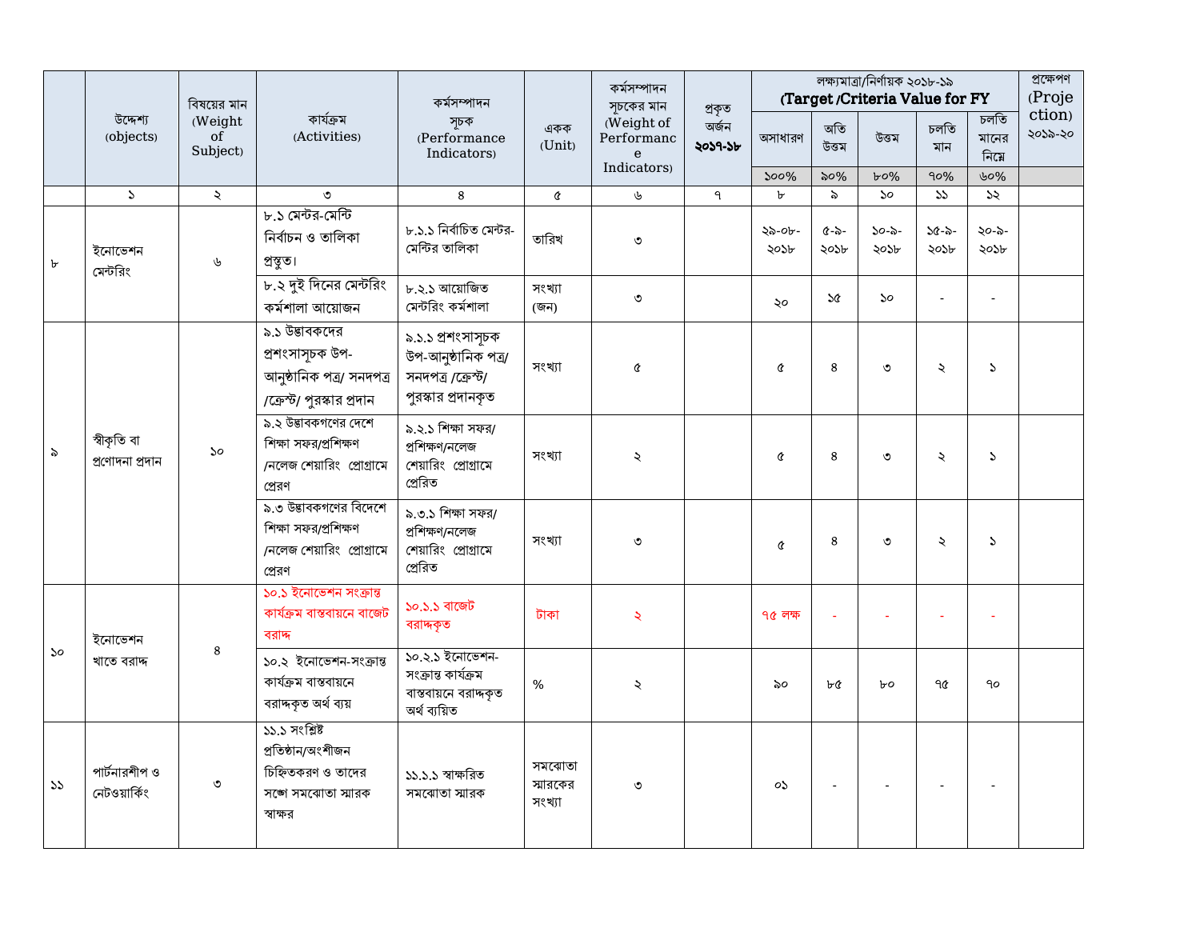| | উদ্দেশ্য (objects) | বিষয়ের মান (Weight of Subject) | কার্যক্রম (Activities) | কর্মসম্পাদন সূচক (Performance Indicators) | একক (Unit) | কর্মসম্পাদন সূচকের মান (Weight of Performance Indicators) | প্রকৃত অর্জন **২০১৭-১৮** | লক্ষ্যমাত্রা/নির্ণায়ক ২০১৮-১৯ **(Target /Criteria Value for FY** | | | | | প্রক্ষেপণ (Projection) ২০১৯-২০ |
|---|---|---|---|---|---|---|---|---|---|---|---|---|---|
| | | | | | | | | অসাধারণ | অতি উত্তম | উত্তম | চলতি মান | চলতি মানের নিম্নে | |
| | | | | | | | | ১০০% | ৯০% | ৮০% | ৭০% | ৬০% | |
| | ১ | ২ | ৩ | ৪ | ৫ | ৬ | ৭ | ৮ | ৯ | ১০ | ১১ | ১২ | |
| ৮ | ইনোভেশন মেন্টরিং | ৬ | ৮.১ মেন্টর-মেন্টি নির্বাচন ও তালিকা প্রস্তুত। | ৮.১.১ নির্বাচিত মেন্টর-মেন্টির তালিকা | তারিখ | ৩ | | ২৯-০৮-২০১৮ | ৫-৯-২০১৮ | ১০-৯-২০১৮ | ১৫-৯-২০১৮ | ২০-৯-২০১৮ | |
| | | | ৮.২ দুই দিনের মেন্টরিং কর্মশালা আয়োজন | ৮.২.১ আয়োজিত মেন্টরিং কর্মশালা | সংখ্যা (জন) | ৩ | | ২০ | ১৫ | ১০ | - | - | |
| ৯ | স্বীকৃতি বা প্রণোদনা প্রদান | ১০ | ৯.১ উদ্ভাবকদের প্রশংসাসূচক উপ-আনুষ্ঠানিক পত্র/ সনদপত্র /ক্রেস্ট/ পুরস্কার প্রদান | ৯.১.১ প্রশংসাসূচক উপ-আনুষ্ঠানিক পত্র/ সনদপত্র /ক্রেস্ট/ পুরস্কার প্রদানকৃত | সংখ্যা | ৫ | | ৫ | ৪ | ৩ | ২ | ১ | |
| | | | ৯.২ উদ্ভাবকগণের দেশে শিক্ষা সফর/প্রশিক্ষণ /নলেজ শেয়ারিং প্রোগ্রামে প্রেরণ | ৯.২.১ শিক্ষা সফর/ প্রশিক্ষণ/নলেজ শেয়ারিং প্রোগ্রামে প্রেরিত | সংখ্যা | ২ | | ৫ | ৪ | ৩ | ২ | ১ | |
| | | | ৯.৩ উদ্ভাবকগণের বিদেশে শিক্ষা সফর/প্রশিক্ষণ /নলেজ শেয়ারিং প্রোগ্রামে প্রেরণ | ৯.৩.১ শিক্ষা সফর/ প্রশিক্ষণ/নলেজ শেয়ারিং প্রোগ্রামে প্রেরিত | সংখ্যা | ৩ | | ৫ | ৪ | ৩ | ২ | ১ | |
| ১০ | ইনোভেশন খাতে বরাদ্দ | ৪ | ১০.১ ইনোভেশন সংক্রান্ত কার্যক্রম বাস্তবায়নে বাজেট বরাদ্দ | ১০.১.১ বাজেট বরাদ্দকৃত | টাকা | ২ | | ৭৫ লক্ষ | - | - | - | - | |
| | | | ১০.২ ইনোভেশন-সংক্রান্ত কার্যক্রম বাস্তবায়নে বরাদ্দকৃত অর্থ ব্যয় | ১০.২.১ ইনোভেশন-সংক্রান্ত কার্যক্রম বাস্তবায়নে বরাদ্দকৃত অর্থ ব্যয়িত | % | ২ | | ৯০ | ৮৫ | ৮০ | ৭৫ | ৭০ | |
| ১১ | পার্টনারশীপ ও নেটওয়ার্কিং | ৩ | ১১.১ সংশ্লিষ্ট প্রতিষ্ঠান/অংশীজন চিহ্নিতকরণ ও তাদের সঙ্গে সমঝোতা স্মারক স্বাক্ষর | ১১.১.১ স্বাক্ষরিত সমঝোতা স্মারক | সমঝোতা স্মারকের সংখ্যা | ৩ | | ০১ | - | - | - | - | |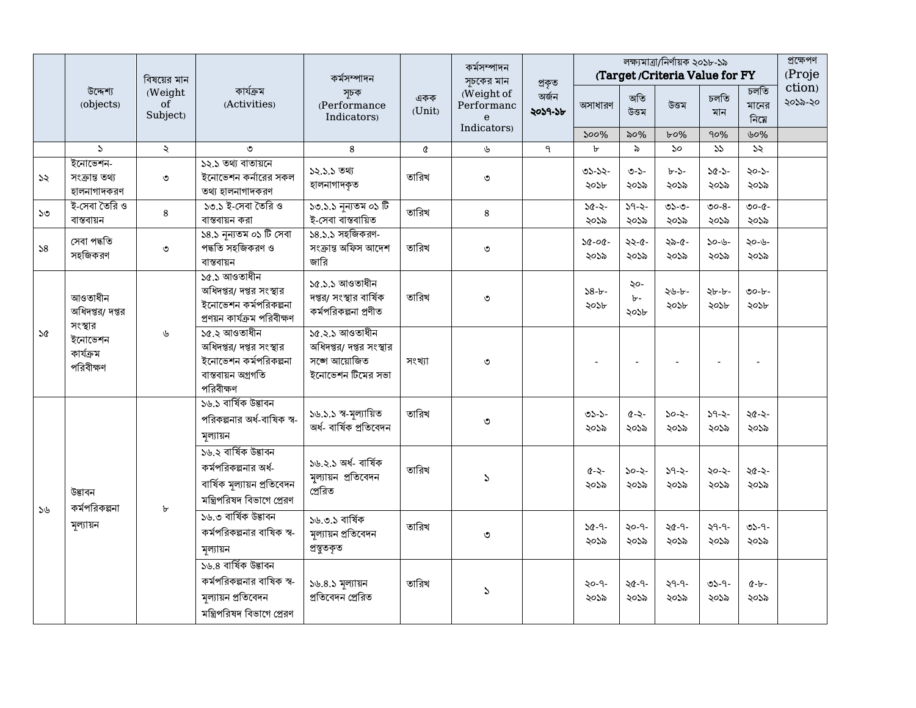| | উদ্দেশ্য (objects) | বিষয়ের মান (Weight of Subject) | কার্যক্রম (Activities) | কর্মসম্পাদন সূচক (Performance Indicators) | একক (Unit) | কর্মসম্পাদন সূচকের মান (Weight of Performance Indicators) | প্রকৃত অর্জন **২০১৭-১৮** | লক্ষ্যমাত্রা/নির্ণায়ক ২০১৮-১৯ **(Target /Criteria Value for FY** | | | | | প্রক্ষেপণ (Projection) ২০১৯-২০ |
|---|---|---|---|---|---|---|---|---|---|---|---|---|---|
| | | | | | | | | অসাধারণ | অতি উত্তম | উত্তম | চলতি মান | চলতি মানের নিম্নে | |
| | | | | | | | | ১০০% | ৯০% | ৮০% | ৭০% | ৬০% | |
| | ১ | ২ | ৩ | ৪ | ৫ | ৬ | ৭ | ৮ | ৯ | ১০ | ১১ | ১২ | |
| ১২ | ইনোভেশন-সংক্রান্ত তথ্য হালনাগাদকরণ | ৩ | ১২.১ তথ্য বাতায়নে ইনোভেশন কর্নারের সকল তথ্য হালনাগাদকরণ | ১২.১.১ তথ্য হালনাগাদকৃত | তারিখ | ৩ | | ৩১-১২-২০১৮ | ৩-১-২০১৯ | ৮-১-২০১৯ | ১৫-১-২০১৯ | ২০-১-২০১৯ | |
| ১৩ | ই-সেবা তৈরি ও বাস্তবায়ন | ৪ | ১৩.১ ই-সেবা তৈরি ও বাস্তবায়ন করা | ১৩.১.১ ন্যূনতম ০১ টি ই-সেবা বাস্তবায়িত | তারিখ | ৪ | | ১৫-২-২০১৯ | ১৭-২-২০১৯ | ৩১-৩-২০১৯ | ৩০-৪-২০১৯ | ৩০-৫-২০১৯ | |
| ১৪ | সেবা পদ্ধতি সহজিকরণ | ৩ | ১৪.১ ন্যূনতম ০১ টি সেবা পদ্ধতি সহজিকরণ ও বাস্তবায়ন | ১৪.১.১ সহজিকরণ-সংক্রান্ত অফিস আদেশ জারি | তারিখ | ৩ | | ১৫-০৫-২০১৯ | ২২-৫-২০১৯ | ২৯-৫-২০১৯ | ১০-৬-২০১৯ | ২০-৬-২০১৯ | |
| ১৫ | আওতাধীন অধিদপ্তর/ দপ্তর সংস্থার ইনোভেশন কার্যক্রম পরিবীক্ষণ | ৬ | ১৫.১ আওতাধীন অধিদপ্তর/ দপ্তর সংস্থার ইনোভেশন কর্মপরিকল্পনা প্রণয়ন কার্যক্রম পরিবীক্ষণ | ১৫.১.১ আওতাধীন দপ্তর/ সংস্থার বার্ষিক কর্মপরিকল্পনা প্রণীত | তারিখ | ৩ | | ১৪-৮-২০১৮ | ২০-৮-২০১৮ | ২৬-৮-২০১৮ | ২৮-৮-২০১৮ | ৩০-৮-২০১৮ | |
| | | | ১৫.২ আওতাধীন অধিদপ্তর/ দপ্তর সংস্থার ইনোভেশন কর্মপরিকল্পনা বাস্তবায়ন অগ্রগতি পরিবীক্ষণ | ১৫.২.১ আওতাধীন অধিদপ্তর/ দপ্তর সংস্থার সঙ্গে আয়োজিত ইনোভেশন টিমের সভা | সংখ্যা | ৩ | | - | - | - | - | - | |
| ১৬ | উদ্ভাবন কর্মপরিকল্পনা মূল্যায়ন | ৮ | ১৬.১ বার্ষিক উদ্ভাবন পরিকল্পনার অর্ধ-বার্ষিক স্ব-মূল্যায়ন | ১৬.১.১ স্ব-মূল্যায়িত অর্ধ- বার্ষিক প্রতিবেদন | তারিখ | ৩ | | ৩১-১-২০১৯ | ৫-২-২০১৯ | ১০-২-২০১৯ | ১৭-২-২০১৯ | ২৫-২-২০১৯ | |
| | | | ১৬.২ বার্ষিক উদ্ভাবন কর্মপরিকল্পনার অর্ধ-বার্ষিক মূল্যায়ন প্রতিবেদন মন্ত্রিপরিষদ বিভাগে প্রেরণ | ১৬.২.১ অর্ধ- বার্ষিক মূল্যায়ন প্রতিবেদন প্রেরিত | তারিখ | ১ | | ৫-২-২০১৯ | ১০-২-২০১৯ | ১৭-২-২০১৯ | ২০-২-২০১৯ | ২৫-২-২০১৯ | |
| | | | ১৬.৩ বার্ষিক উদ্ভাবন কর্মপরিকল্পনার বাষিক স্ব-মূল্যায়ন | ১৬.৩.১ বার্ষিক মূল্যায়ন প্রতিবেদন প্রস্তুতকৃত | তারিখ | ৩ | | ১৫-৭-২০১৯ | ২০-৭-২০১৯ | ২৫-৭-২০১৯ | ২৭-৭-২০১৯ | ৩১-৭-২০১৯ | |
| | | | ১৬.৪ বার্ষিক উদ্ভাবন কর্মপরিকল্পনার বাষিক স্ব-মূল্যায়ন প্রতিবেদন মন্ত্রিপরিষদ বিভাগে প্রেরণ | ১৬.৪.১ মূল্যায়ন প্রতিবেদন প্রেরিত | তারিখ | ১ | | ২০-৭-২০১৯ | ২৫-৭-২০১৯ | ২৭-৭-২০১৯ | ৩১-৭-২০১৯ | ৫-৮-২০১৯ | |